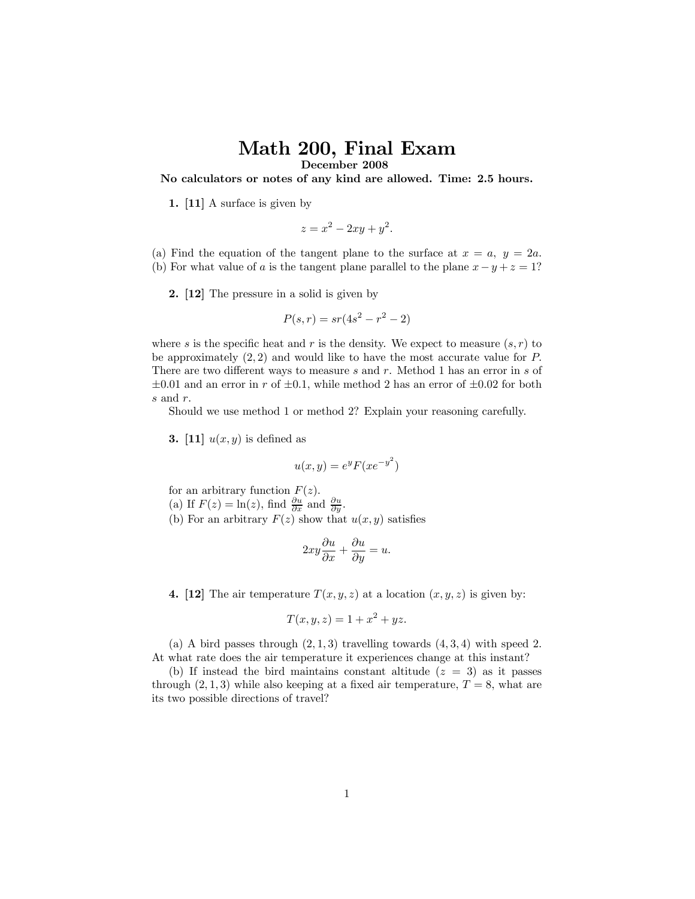# Math 200, Final Exam

**December 2008**

**No calculators or notes of any kind are allowed. Time: 2.5 hours.**

**1. [11]** A surface is given by

$$z = x^2 - 2xy + y^2.$$

(a) Find the equation of the tangent plane to the surface at $x = a,\ y = 2a$.
(b) For what value of $a$ is the tangent plane parallel to the plane $x - y + z = 1$?

**2. [12]** The pressure in a solid is given by

$$P(s, r) = sr(4s^2 - r^2 - 2)$$

where $s$ is the specific heat and $r$ is the density. We expect to measure $(s, r)$ to be approximately $(2, 2)$ and would like to have the most accurate value for $P$. There are two different ways to measure $s$ and $r$. Method 1 has an error in $s$ of $\pm 0.01$ and an error in $r$ of $\pm 0.1$, while method 2 has an error of $\pm 0.02$ for both $s$ and $r$.

Should we use method 1 or method 2? Explain your reasoning carefully.

**3. [11]** $u(x, y)$ is defined as

$$u(x, y) = e^y F(xe^{-y^2})$$

for an arbitrary function $F(z)$.
(a) If $F(z) = \ln(z)$, find $\frac{\partial u}{\partial x}$ and $\frac{\partial u}{\partial y}$.
(b) For an arbitrary $F(z)$ show that $u(x, y)$ satisfies

$$2xy\frac{\partial u}{\partial x} + \frac{\partial u}{\partial y} = u.$$

**4. [12]** The air temperature $T(x, y, z)$ at a location $(x, y, z)$ is given by:

$$T(x, y, z) = 1 + x^2 + yz.$$

(a) A bird passes through $(2, 1, 3)$ travelling towards $(4, 3, 4)$ with speed 2. At what rate does the air temperature it experiences change at this instant?

(b) If instead the bird maintains constant altitude ($z = 3$) as it passes through $(2, 1, 3)$ while also keeping at a fixed air temperature, $T = 8$, what are its two possible directions of travel?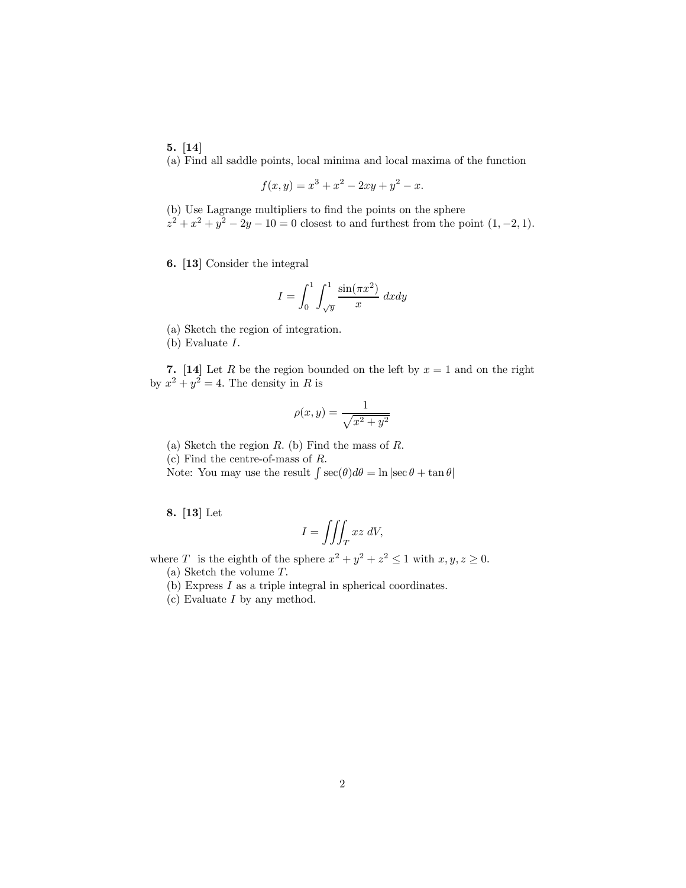**5. [14]**
(a) Find all saddle points, local minima and local maxima of the function

$$f(x, y) = x^3 + x^2 - 2xy + y^2 - x.$$

(b) Use Lagrange multipliers to find the points on the sphere $z^2 + x^2 + y^2 - 2y - 10 = 0$ closest to and furthest from the point $(1, -2, 1)$.

**6. [13]** Consider the integral

$$I = \int_0^1 \int_{\sqrt{y}}^1 \frac{\sin(\pi x^2)}{x} \, dx dy$$

(a) Sketch the region of integration.
(b) Evaluate $I$.

**7. [14]** Let $R$ be the region bounded on the left by $x = 1$ and on the right by $x^2 + y^2 = 4$. The density in $R$ is

$$\rho(x, y) = \frac{1}{\sqrt{x^2 + y^2}}$$

(a) Sketch the region $R$. (b) Find the mass of $R$.
(c) Find the centre-of-mass of $R$.
Note: You may use the result $\int \sec(\theta) d\theta = \ln |\sec\theta + \tan\theta|$

**8. [13]** Let

$$I = \iiint_T xz \, dV,$$

where $T$ is the eighth of the sphere $x^2 + y^2 + z^2 \le 1$ with $x, y, z \ge 0$.
(a) Sketch the volume $T$.
(b) Express $I$ as a triple integral in spherical coordinates.
(c) Evaluate $I$ by any method.